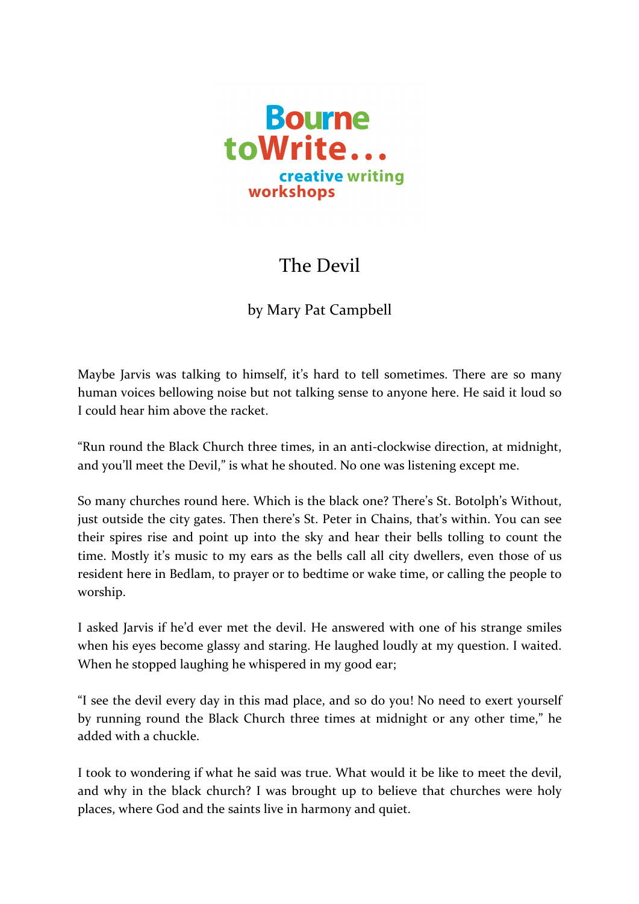Bourne toWrite... creative writing workshops

# The Devil

by Mary Pat Campbell

Maybe Jarvis was talking to himself, it's hard to tell sometimes. There are so many human voices bellowing noise but not talking sense to anyone here. He said it loud so I could hear him above the racket.

"Run round the Black Church three times, in an anti-clockwise direction, at midnight, and you'll meet the Devil," is what he shouted. No one was listening except me.

So many churches round here. Which is the black one? There's St. Botolph's Without, just outside the city gates. Then there's St. Peter in Chains, that's within. You can see their spires rise and point up into the sky and hear their bells tolling to count the time. Mostly it's music to my ears as the bells call all city dwellers, even those of us resident here in Bedlam, to prayer or to bedtime or wake time, or calling the people to worship.

I asked Jarvis if he'd ever met the devil. He answered with one of his strange smiles when his eyes become glassy and staring. He laughed loudly at my question. I waited. When he stopped laughing he whispered in my good ear;

"I see the devil every day in this mad place, and so do you! No need to exert yourself by running round the Black Church three times at midnight or any other time," he added with a chuckle.

I took to wondering if what he said was true. What would it be like to meet the devil, and why in the black church? I was brought up to believe that churches were holy places, where God and the saints live in harmony and quiet.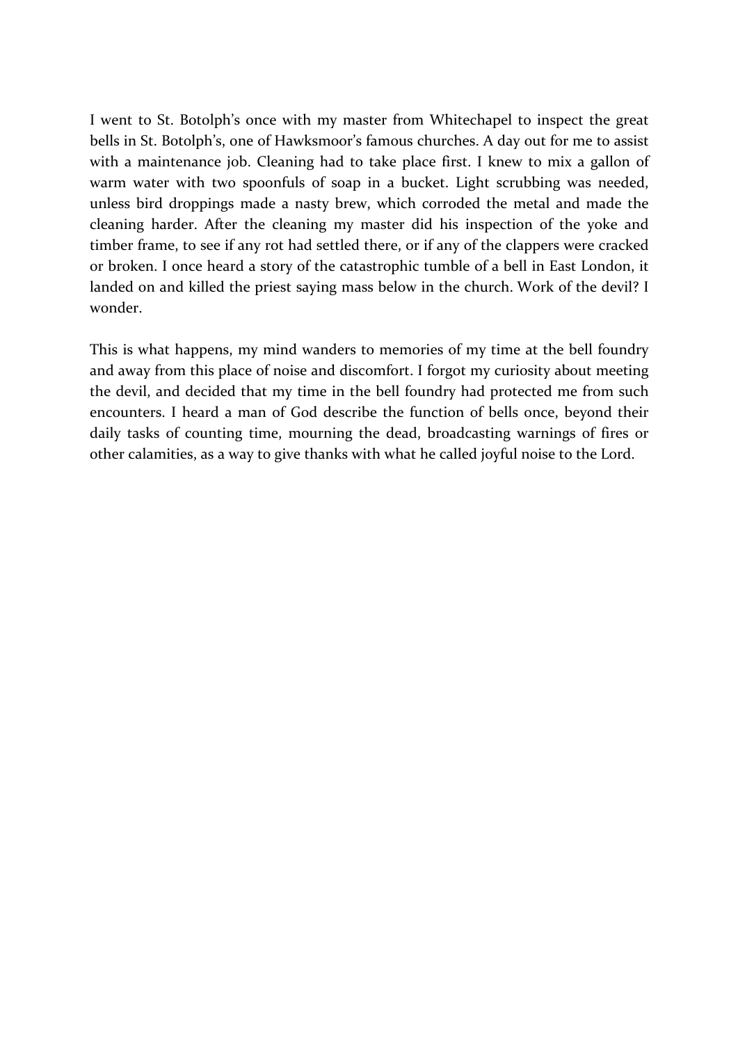I went to St. Botolph's once with my master from Whitechapel to inspect the great bells in St. Botolph's, one of Hawksmoor's famous churches. A day out for me to assist with a maintenance job. Cleaning had to take place first. I knew to mix a gallon of warm water with two spoonfuls of soap in a bucket. Light scrubbing was needed, unless bird droppings made a nasty brew, which corroded the metal and made the cleaning harder. After the cleaning my master did his inspection of the yoke and timber frame, to see if any rot had settled there, or if any of the clappers were cracked or broken. I once heard a story of the catastrophic tumble of a bell in East London, it landed on and killed the priest saying mass below in the church. Work of the devil? I wonder.

This is what happens, my mind wanders to memories of my time at the bell foundry and away from this place of noise and discomfort. I forgot my curiosity about meeting the devil, and decided that my time in the bell foundry had protected me from such encounters. I heard a man of God describe the function of bells once, beyond their daily tasks of counting time, mourning the dead, broadcasting warnings of fires or other calamities, as a way to give thanks with what he called joyful noise to the Lord.